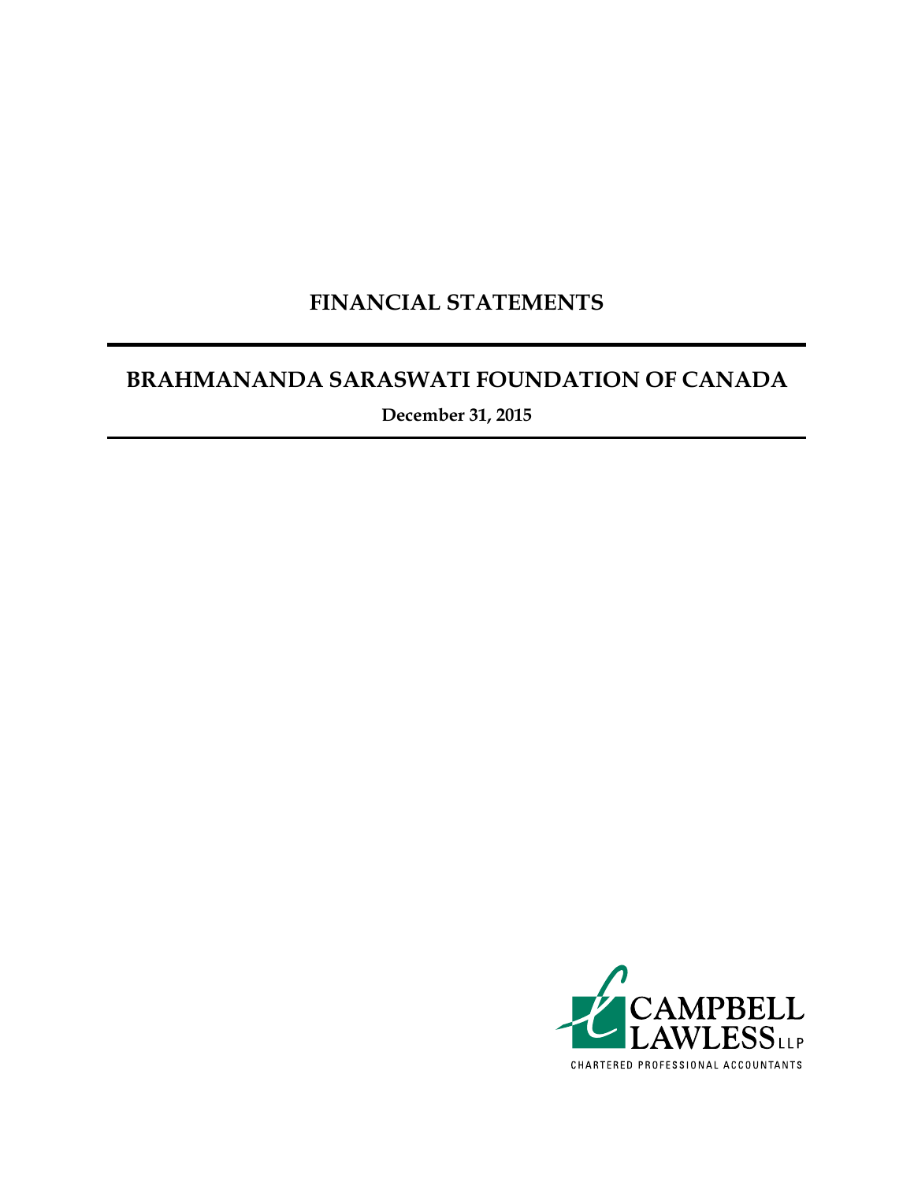# FINANCIAL STATEMENTS

## BRAHMANANDA SARASWATI FOUNDATION OF CANADA

**December 31, 2015**

CAMPBELL LAWLESS LLP

CHARTERED PROFESSIONAL ACCOUNTANTS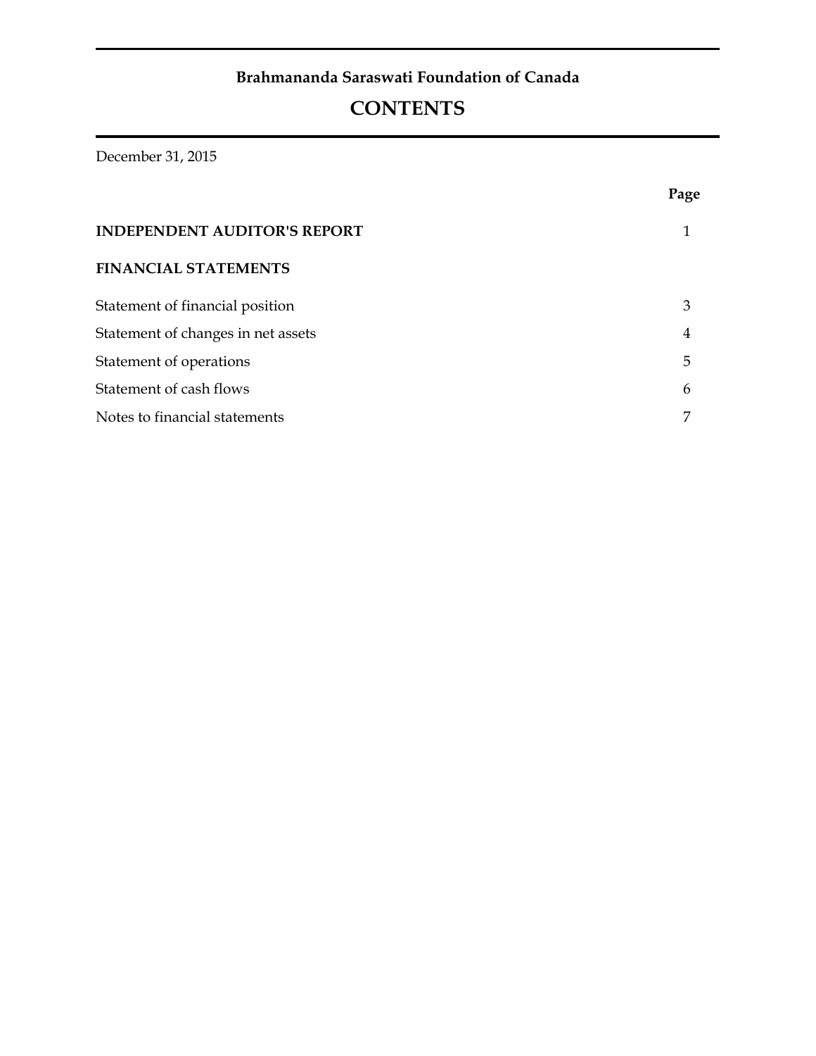**Brahmananda Saraswati Foundation of Canada**

# CONTENTS

December 31, 2015

| | Page |
|---|---|
| **INDEPENDENT AUDITOR'S REPORT** | 1 |
| **FINANCIAL STATEMENTS** | |
| Statement of financial position | 3 |
| Statement of changes in net assets | 4 |
| Statement of operations | 5 |
| Statement of cash flows | 6 |
| Notes to financial statements | 7 |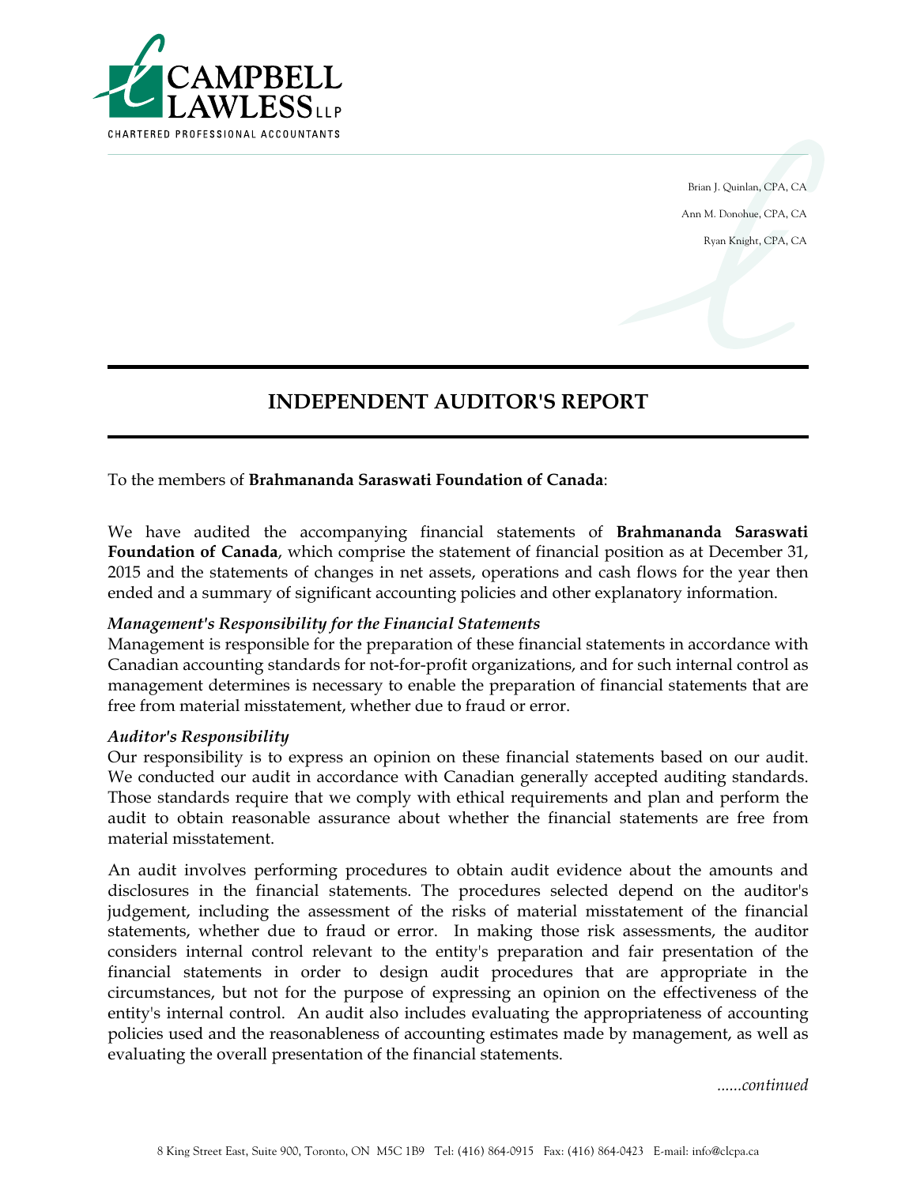CAMPBELL LAWLESS LLP
CHARTERED PROFESSIONAL ACCOUNTANTS

Brian J. Quinlan, CPA, CA
Ann M. Donohue, CPA, CA
Ryan Knight, CPA, CA

# INDEPENDENT AUDITOR'S REPORT

To the members of **Brahmananda Saraswati Foundation of Canada**:

We have audited the accompanying financial statements of **Brahmananda Saraswati Foundation of Canada**, which comprise the statement of financial position as at December 31, 2015 and the statements of changes in net assets, operations and cash flows for the year then ended and a summary of significant accounting policies and other explanatory information.

***Management's Responsibility for the Financial Statements***

Management is responsible for the preparation of these financial statements in accordance with Canadian accounting standards for not-for-profit organizations, and for such internal control as management determines is necessary to enable the preparation of financial statements that are free from material misstatement, whether due to fraud or error.

***Auditor's Responsibility***

Our responsibility is to express an opinion on these financial statements based on our audit. We conducted our audit in accordance with Canadian generally accepted auditing standards. Those standards require that we comply with ethical requirements and plan and perform the audit to obtain reasonable assurance about whether the financial statements are free from material misstatement.

An audit involves performing procedures to obtain audit evidence about the amounts and disclosures in the financial statements. The procedures selected depend on the auditor's judgement, including the assessment of the risks of material misstatement of the financial statements, whether due to fraud or error. In making those risk assessments, the auditor considers internal control relevant to the entity's preparation and fair presentation of the financial statements in order to design audit procedures that are appropriate in the circumstances, but not for the purpose of expressing an opinion on the effectiveness of the entity's internal control. An audit also includes evaluating the appropriateness of accounting policies used and the reasonableness of accounting estimates made by management, as well as evaluating the overall presentation of the financial statements.

*......continued*

8 King Street East, Suite 900, Toronto, ON M5C 1B9 Tel: (416) 864-0915 Fax: (416) 864-0423 E-mail: info@clcpa.ca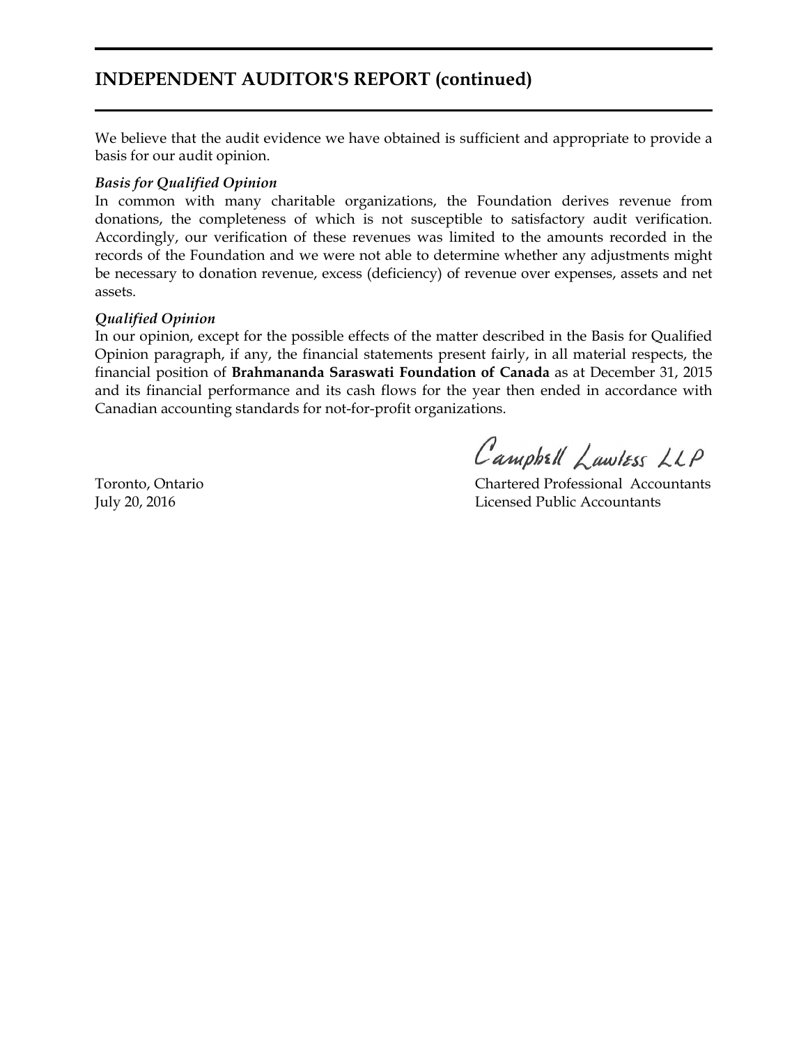## INDEPENDENT AUDITOR'S REPORT (continued)

We believe that the audit evidence we have obtained is sufficient and appropriate to provide a basis for our audit opinion.

***Basis for Qualified Opinion***

In common with many charitable organizations, the Foundation derives revenue from donations, the completeness of which is not susceptible to satisfactory audit verification. Accordingly, our verification of these revenues was limited to the amounts recorded in the records of the Foundation and we were not able to determine whether any adjustments might be necessary to donation revenue, excess (deficiency) of revenue over expenses, assets and net assets.

***Qualified Opinion***

In our opinion, except for the possible effects of the matter described in the Basis for Qualified Opinion paragraph, if any, the financial statements present fairly, in all material respects, the financial position of **Brahmananda Saraswati Foundation of Canada** as at December 31, 2015 and its financial performance and its cash flows for the year then ended in accordance with Canadian accounting standards for not-for-profit organizations.

Campbell Lawless LLP

Toronto, Ontario
July 20, 2016

Chartered Professional Accountants
Licensed Public Accountants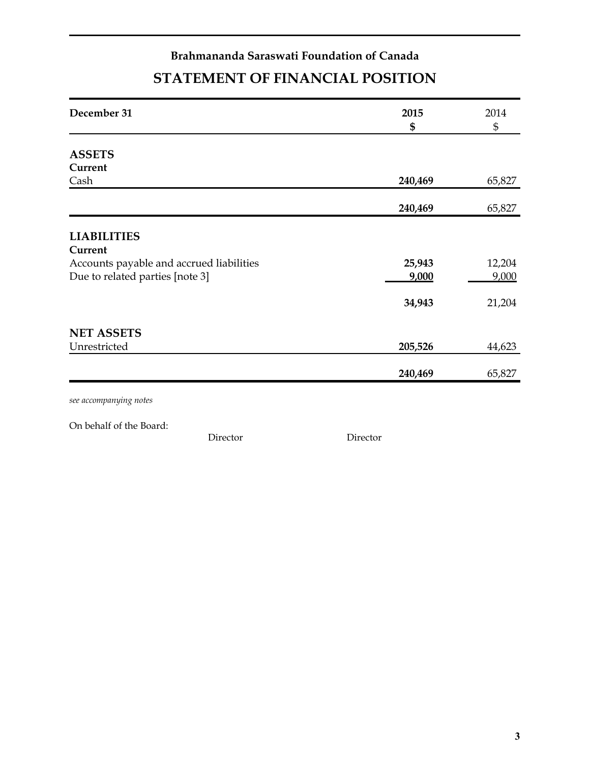**Brahmananda Saraswati Foundation of Canada**

# STATEMENT OF FINANCIAL POSITION

| December 31 | 2015<br>$ | 2014<br>$ |
|---|---|---|
| **ASSETS** | | |
| **Current** | | |
| Cash | **240,469** | 65,827 |
| | **240,469** | 65,827 |
| **LIABILITIES** | | |
| **Current** | | |
| Accounts payable and accrued liabilities | **25,943** | 12,204 |
| Due to related parties [note 3] | **9,000** | 9,000 |
| | **34,943** | 21,204 |
| **NET ASSETS** | | |
| Unrestricted | **205,526** | 44,623 |
| | **240,469** | 65,827 |

*see accompanying notes*

On behalf of the Board:

Director Director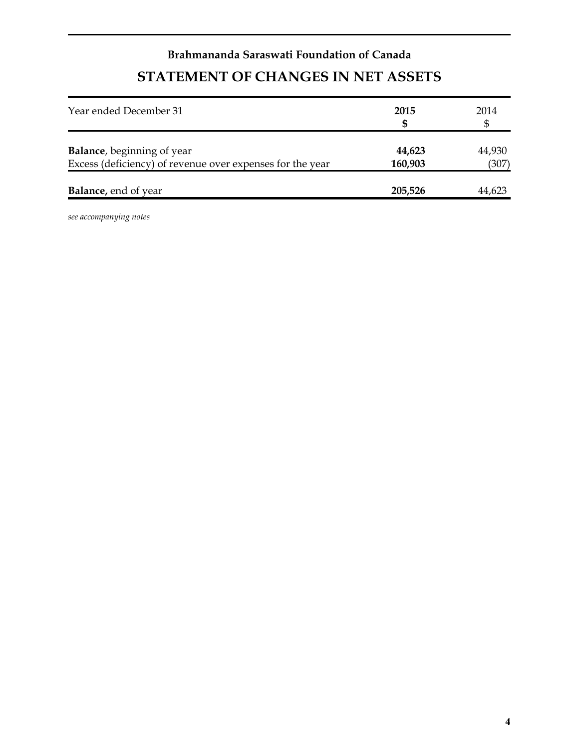**Brahmananda Saraswati Foundation of Canada**

# STATEMENT OF CHANGES IN NET ASSETS

| Year ended December 31 | **2015**<br>**$** | 2014<br>$ |
|---|---|---|
| **Balance**, beginning of year | **44,623** | 44,930 |
| Excess (deficiency) of revenue over expenses for the year | **160,903** | (307) |
| **Balance,** end of year | **205,526** | 44,623 |

*see accompanying notes*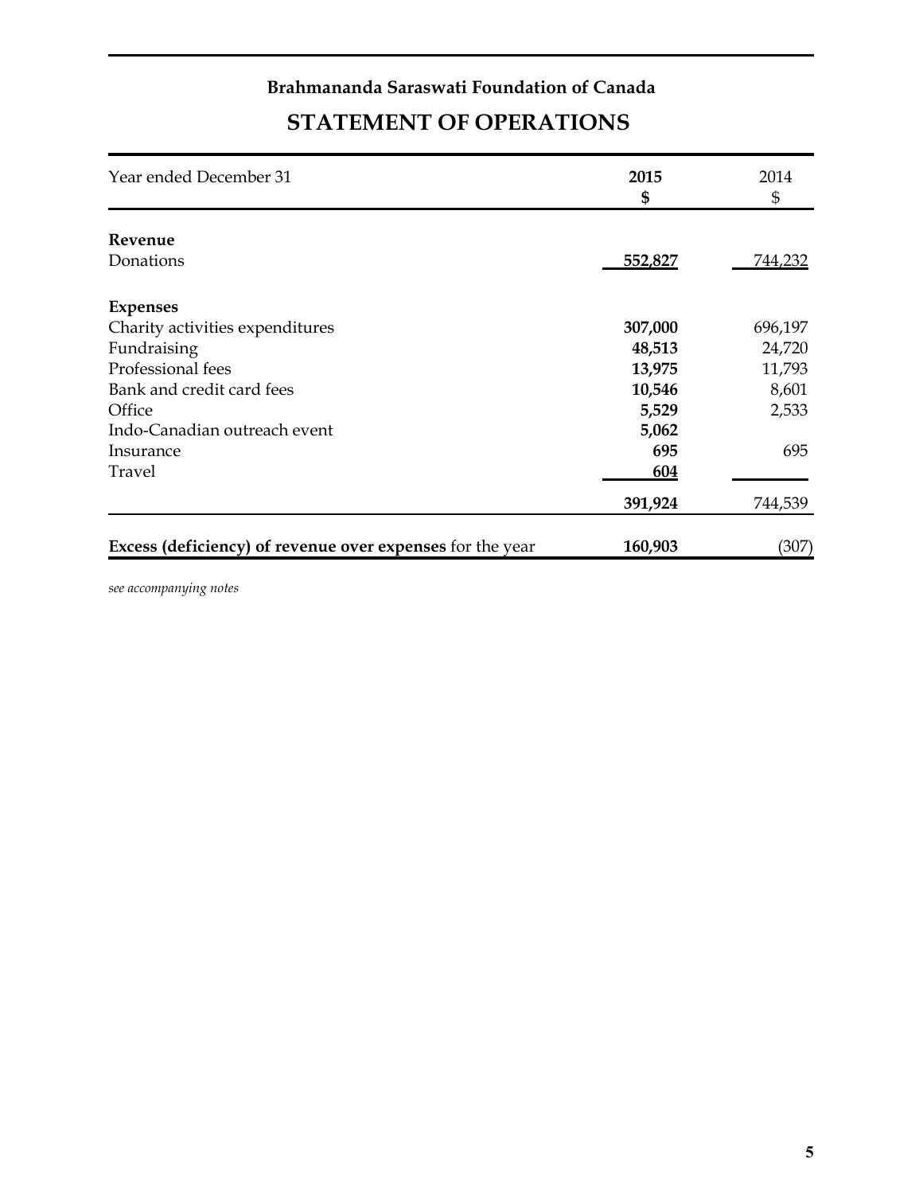**Brahmananda Saraswati Foundation of Canada**

# STATEMENT OF OPERATIONS

| Year ended December 31 | 2015<br>$ | 2014<br>$ |
|---|---|---|
| **Revenue** | | |
| Donations | **552,827** | 744,232 |
| **Expenses** | | |
| Charity activities expenditures | **307,000** | 696,197 |
| Fundraising | **48,513** | 24,720 |
| Professional fees | **13,975** | 11,793 |
| Bank and credit card fees | **10,546** | 8,601 |
| Office | **5,529** | 2,533 |
| Indo-Canadian outreach event | **5,062** | |
| Insurance | **695** | 695 |
| Travel | **604** | |
| | **391,924** | 744,539 |
| **Excess (deficiency) of revenue over expenses** for the year | **160,903** | (307) |

*see accompanying notes*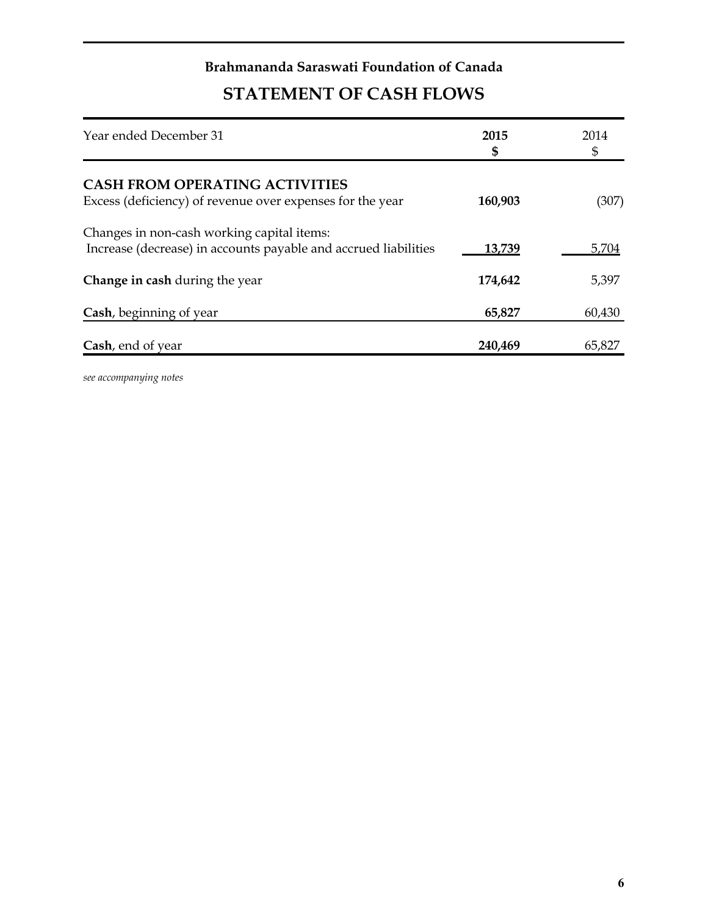**Brahmananda Saraswati Foundation of Canada**

# STATEMENT OF CASH FLOWS

| Year ended December 31 | **2015**<br>**$** | 2014<br>$ |
|---|---|---|
| **CASH FROM OPERATING ACTIVITIES** | | |
| Excess (deficiency) of revenue over expenses for the year | **160,903** | (307) |
| Changes in non-cash working capital items: | | |
| Increase (decrease) in accounts payable and accrued liabilities | **13,739** | 5,704 |
| **Change in cash** during the year | **174,642** | 5,397 |
| **Cash**, beginning of year | **65,827** | 60,430 |
| **Cash**, end of year | **240,469** | 65,827 |

*see accompanying notes*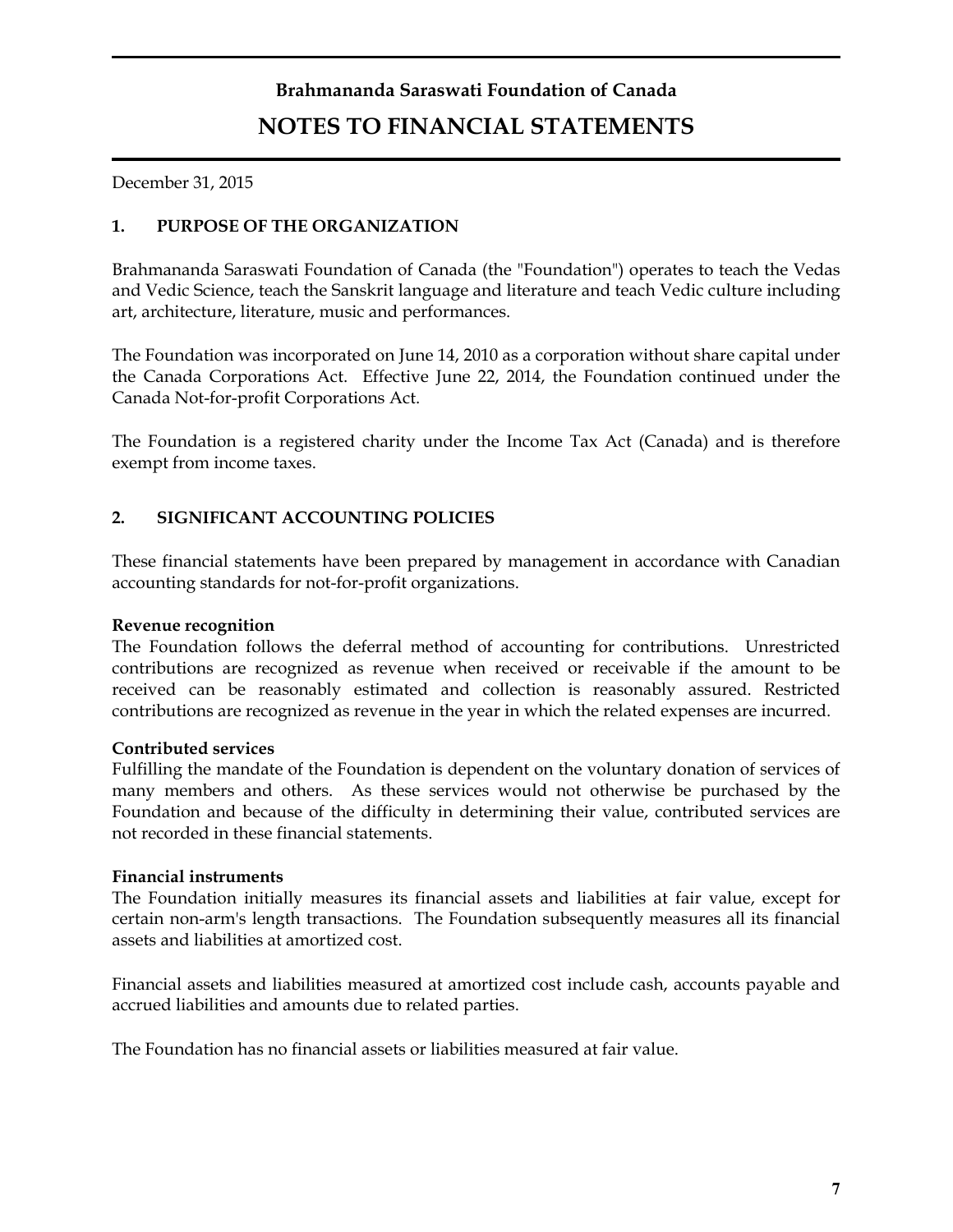# Brahmananda Saraswati Foundation of Canada

# NOTES TO FINANCIAL STATEMENTS

December 31, 2015

## 1. PURPOSE OF THE ORGANIZATION

Brahmananda Saraswati Foundation of Canada (the "Foundation") operates to teach the Vedas and Vedic Science, teach the Sanskrit language and literature and teach Vedic culture including art, architecture, literature, music and performances.

The Foundation was incorporated on June 14, 2010 as a corporation without share capital under the Canada Corporations Act. Effective June 22, 2014, the Foundation continued under the Canada Not-for-profit Corporations Act.

The Foundation is a registered charity under the Income Tax Act (Canada) and is therefore exempt from income taxes.

## 2. SIGNIFICANT ACCOUNTING POLICIES

These financial statements have been prepared by management in accordance with Canadian accounting standards for not-for-profit organizations.

**Revenue recognition**
The Foundation follows the deferral method of accounting for contributions. Unrestricted contributions are recognized as revenue when received or receivable if the amount to be received can be reasonably estimated and collection is reasonably assured. Restricted contributions are recognized as revenue in the year in which the related expenses are incurred.

**Contributed services**
Fulfilling the mandate of the Foundation is dependent on the voluntary donation of services of many members and others. As these services would not otherwise be purchased by the Foundation and because of the difficulty in determining their value, contributed services are not recorded in these financial statements.

**Financial instruments**
The Foundation initially measures its financial assets and liabilities at fair value, except for certain non-arm's length transactions. The Foundation subsequently measures all its financial assets and liabilities at amortized cost.

Financial assets and liabilities measured at amortized cost include cash, accounts payable and accrued liabilities and amounts due to related parties.

The Foundation has no financial assets or liabilities measured at fair value.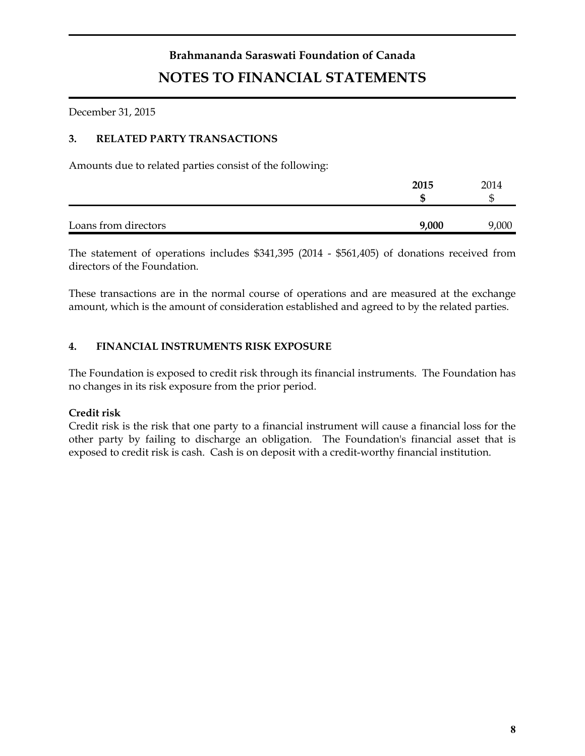# Brahmananda Saraswati Foundation of Canada

## NOTES TO FINANCIAL STATEMENTS

December 31, 2015

### 3. RELATED PARTY TRANSACTIONS

Amounts due to related parties consist of the following:

| | **2015** **$** | 2014 $ |
|---|---|---|
| Loans from directors | **9,000** | 9,000 |

The statement of operations includes $341,395 (2014 - $561,405) of donations received from directors of the Foundation.

These transactions are in the normal course of operations and are measured at the exchange amount, which is the amount of consideration established and agreed to by the related parties.

### 4. FINANCIAL INSTRUMENTS RISK EXPOSURE

The Foundation is exposed to credit risk through its financial instruments. The Foundation has no changes in its risk exposure from the prior period.

**Credit risk**
Credit risk is the risk that one party to a financial instrument will cause a financial loss for the other party by failing to discharge an obligation. The Foundation's financial asset that is exposed to credit risk is cash. Cash is on deposit with a credit-worthy financial institution.